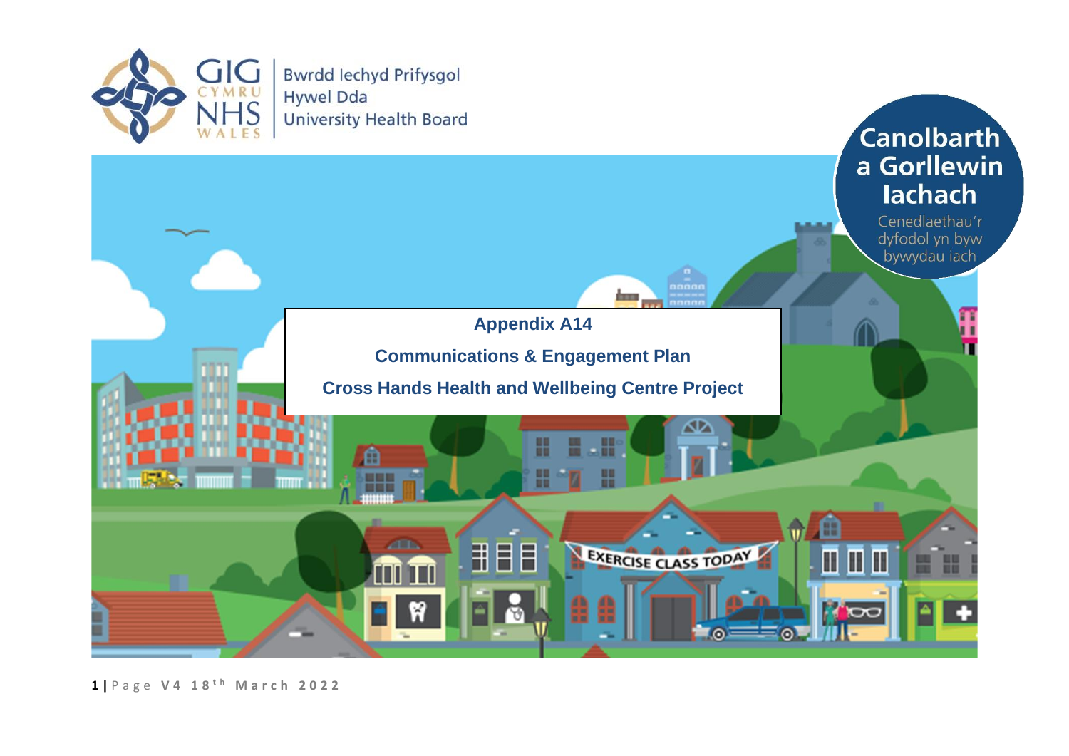GIG CYMRU NHS WALES | Bwrdd Iechyd Prifysgol Hywel Dda University Health Board

Canolbarth a Gorllewin Iachach

Cenedlaethau'r dyfodol yn byw bywydau iach

# Appendix A14

## Communications & Engagement Plan

## Cross Hands Health and Wellbeing Centre Project

V4 18th March 2022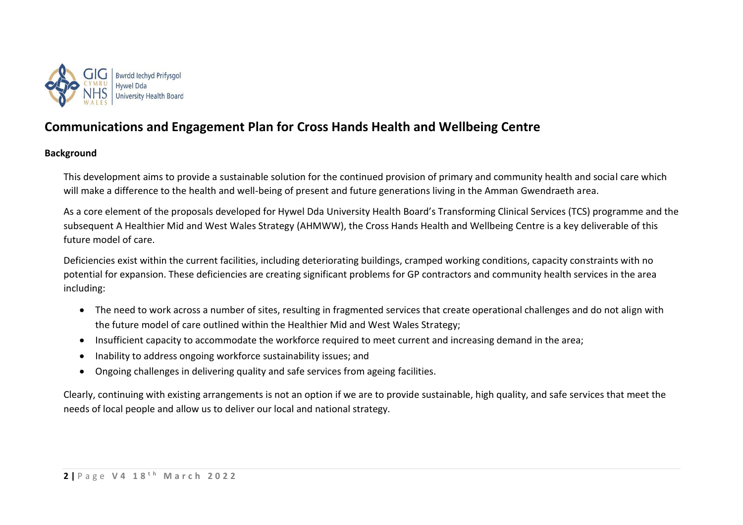# Communications and Engagement Plan for Cross Hands Health and Wellbeing Centre

## Background

This development aims to provide a sustainable solution for the continued provision of primary and community health and social care which will make a difference to the health and well-being of present and future generations living in the Amman Gwendraeth area.

As a core element of the proposals developed for Hywel Dda University Health Board's Transforming Clinical Services (TCS) programme and the subsequent A Healthier Mid and West Wales Strategy (AHMWW), the Cross Hands Health and Wellbeing Centre is a key deliverable of this future model of care.

Deficiencies exist within the current facilities, including deteriorating buildings, cramped working conditions, capacity constraints with no potential for expansion. These deficiencies are creating significant problems for GP contractors and community health services in the area including:

- The need to work across a number of sites, resulting in fragmented services that create operational challenges and do not align with the future model of care outlined within the Healthier Mid and West Wales Strategy;
- Insufficient capacity to accommodate the workforce required to meet current and increasing demand in the area;
- Inability to address ongoing workforce sustainability issues; and
- Ongoing challenges in delivering quality and safe services from ageing facilities.

Clearly, continuing with existing arrangements is not an option if we are to provide sustainable, high quality, and safe services that meet the needs of local people and allow us to deliver our local and national strategy.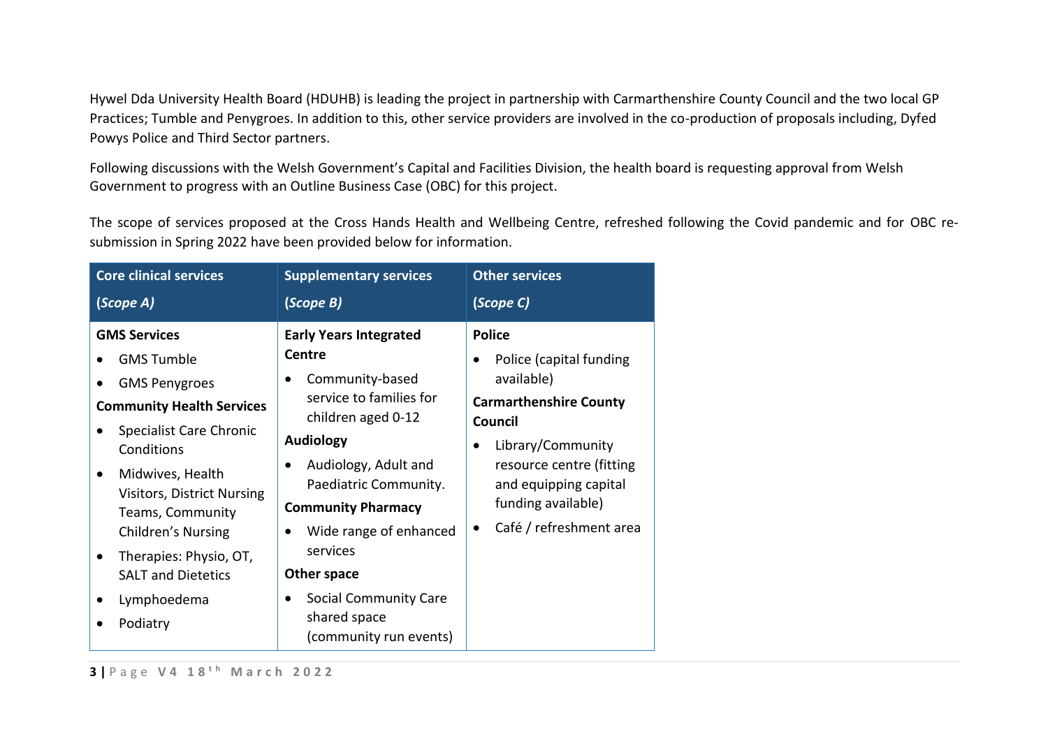Hywel Dda University Health Board (HDUHB) is leading the project in partnership with Carmarthenshire County Council and the two local GP Practices; Tumble and Penygroes. In addition to this, other service providers are involved in the co-production of proposals including, Dyfed Powys Police and Third Sector partners.

Following discussions with the Welsh Government's Capital and Facilities Division, the health board is requesting approval from Welsh Government to progress with an Outline Business Case (OBC) for this project.

The scope of services proposed at the Cross Hands Health and Wellbeing Centre, refreshed following the Covid pandemic and for OBC re-submission in Spring 2022 have been provided below for information.

| **Core clinical services** (*Scope A*) | **Supplementary services** (*Scope B*) | **Other services** (*Scope C*) |
|---|---|---|
| **GMS Services**<br>• GMS Tumble<br>• GMS Penygroes<br>**Community Health Services**<br>• Specialist Care Chronic Conditions<br>• Midwives, Health Visitors, District Nursing Teams, Community Children's Nursing<br>• Therapies: Physio, OT, SALT and Dietetics<br>• Lymphoedema<br>• Podiatry | **Early Years Integrated Centre**<br>• Community-based service to families for children aged 0-12<br>**Audiology**<br>• Audiology, Adult and Paediatric Community.<br>**Community Pharmacy**<br>• Wide range of enhanced services<br>**Other space**<br>• Social Community Care shared space (community run events) | **Police**<br>• Police (capital funding available)<br>**Carmarthenshire County Council**<br>• Library/Community resource centre (fitting and equipping capital funding available)<br>• Café / refreshment area |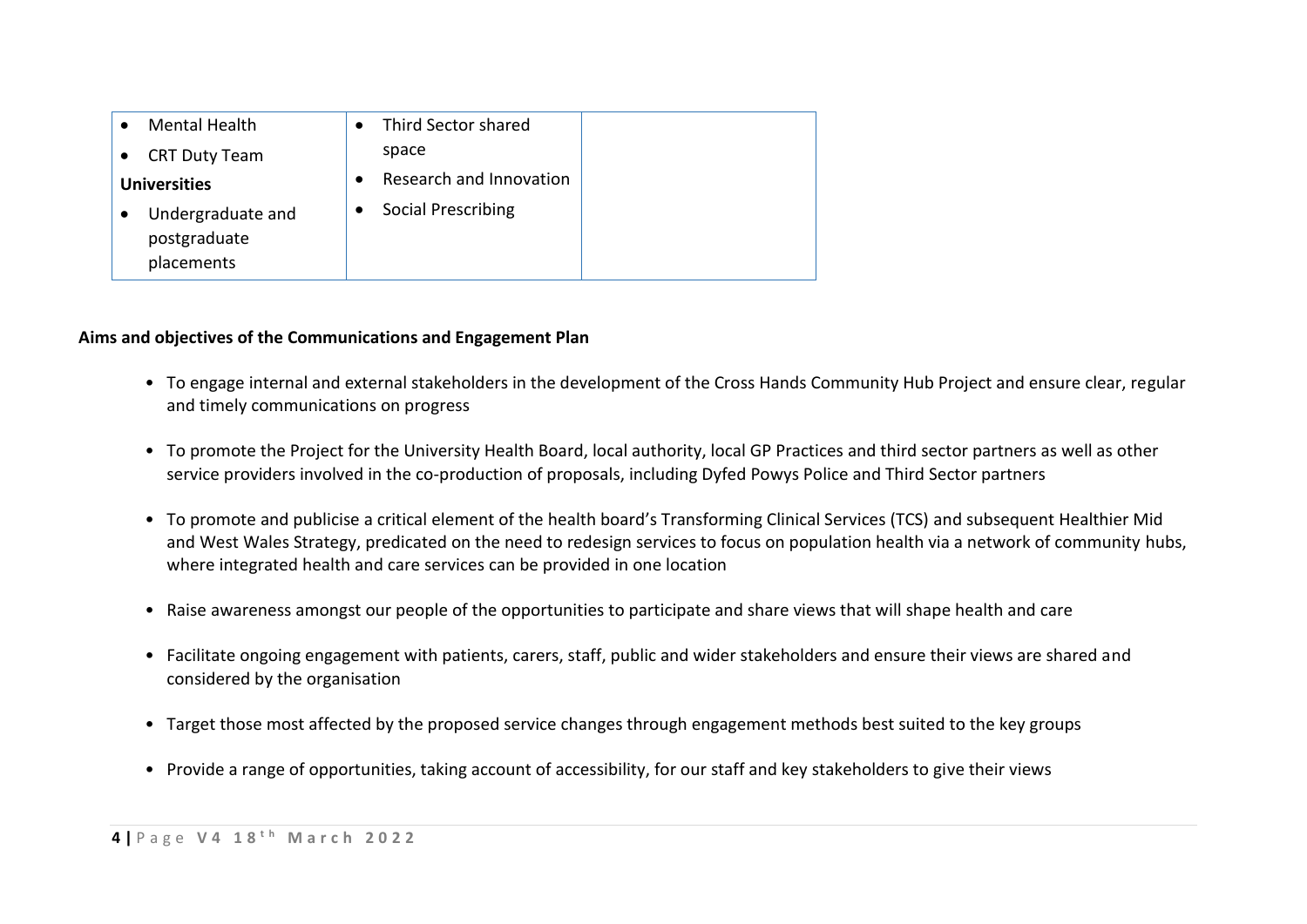| | | |
|---|---|---|
| • Mental Health<br>• CRT Duty Team<br>**Universities**<br>• Undergraduate and postgraduate placements | • Third Sector shared space<br>• Research and Innovation<br>• Social Prescribing | |

**Aims and objectives of the Communications and Engagement Plan**

- To engage internal and external stakeholders in the development of the Cross Hands Community Hub Project and ensure clear, regular and timely communications on progress

- To promote the Project for the University Health Board, local authority, local GP Practices and third sector partners as well as other service providers involved in the co-production of proposals, including Dyfed Powys Police and Third Sector partners

- To promote and publicise a critical element of the health board's Transforming Clinical Services (TCS) and subsequent Healthier Mid and West Wales Strategy, predicated on the need to redesign services to focus on population health via a network of community hubs, where integrated health and care services can be provided in one location

- Raise awareness amongst our people of the opportunities to participate and share views that will shape health and care

- Facilitate ongoing engagement with patients, carers, staff, public and wider stakeholders and ensure their views are shared and considered by the organisation

- Target those most affected by the proposed service changes through engagement methods best suited to the key groups

- Provide a range of opportunities, taking account of accessibility, for our staff and key stakeholders to give their views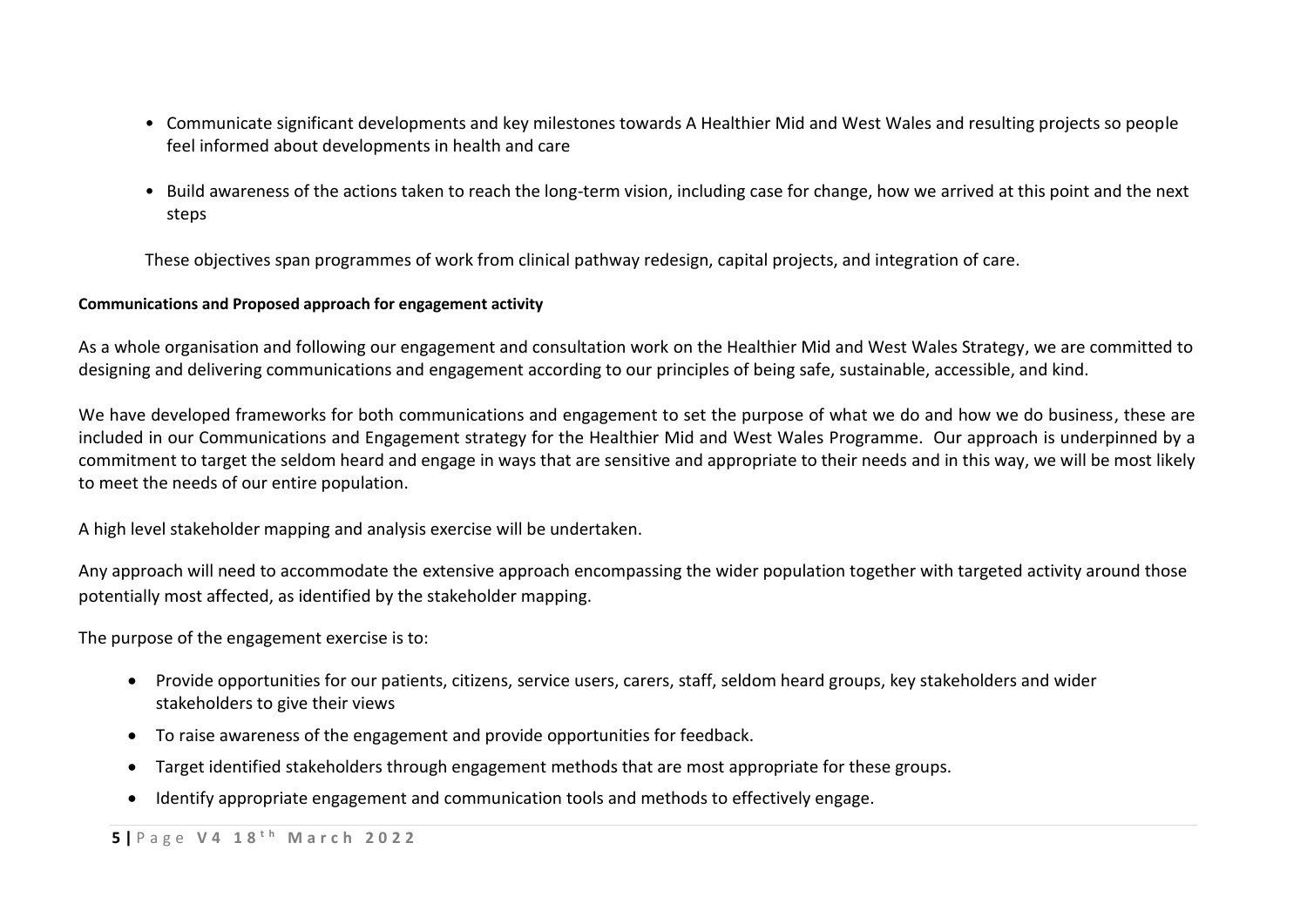- Communicate significant developments and key milestones towards A Healthier Mid and West Wales and resulting projects so people feel informed about developments in health and care
- Build awareness of the actions taken to reach the long-term vision, including case for change, how we arrived at this point and the next steps

These objectives span programmes of work from clinical pathway redesign, capital projects, and integration of care.

**Communications and Proposed approach for engagement activity**

As a whole organisation and following our engagement and consultation work on the Healthier Mid and West Wales Strategy, we are committed to designing and delivering communications and engagement according to our principles of being safe, sustainable, accessible, and kind.

We have developed frameworks for both communications and engagement to set the purpose of what we do and how we do business, these are included in our Communications and Engagement strategy for the Healthier Mid and West Wales Programme. Our approach is underpinned by a commitment to target the seldom heard and engage in ways that are sensitive and appropriate to their needs and in this way, we will be most likely to meet the needs of our entire population.

A high level stakeholder mapping and analysis exercise will be undertaken.

Any approach will need to accommodate the extensive approach encompassing the wider population together with targeted activity around those potentially most affected, as identified by the stakeholder mapping.

The purpose of the engagement exercise is to:

- Provide opportunities for our patients, citizens, service users, carers, staff, seldom heard groups, key stakeholders and wider stakeholders to give their views
- To raise awareness of the engagement and provide opportunities for feedback.
- Target identified stakeholders through engagement methods that are most appropriate for these groups.
- Identify appropriate engagement and communication tools and methods to effectively engage.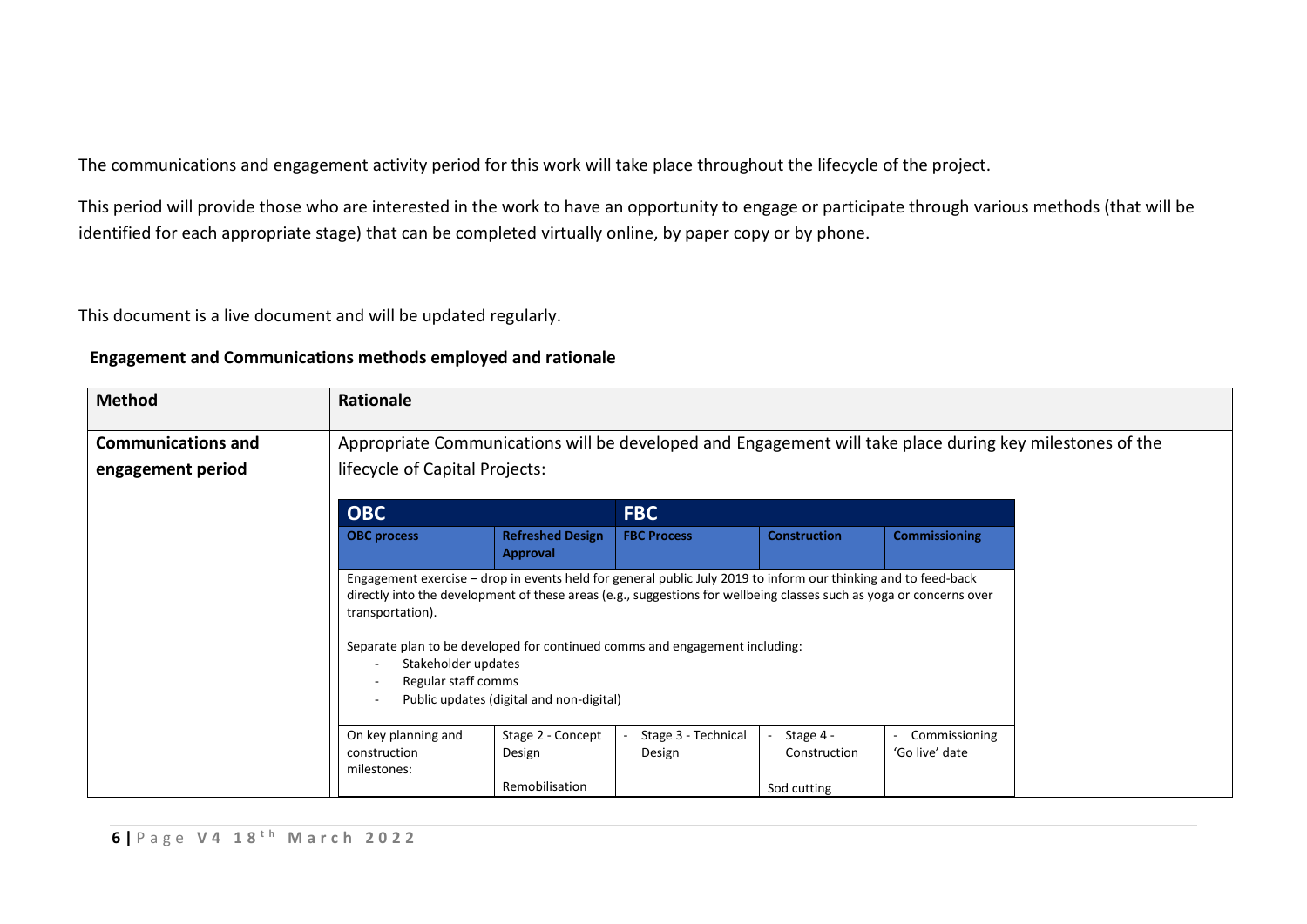The communications and engagement activity period for this work will take place throughout the lifecycle of the project.

This period will provide those who are interested in the work to have an opportunity to engage or participate through various methods (that will be identified for each appropriate stage) that can be completed virtually online, by paper copy or by phone.

This document is a live document and will be updated regularly.

**Engagement and Communications methods employed and rationale**

| Method | Rationale |
|---|---|
| **Communications and engagement period** | Appropriate Communications will be developed and Engagement will take place during key milestones of the lifecycle of Capital Projects: |

| **OBC** | | **FBC** | | |
|---|---|---|---|---|
| **OBC process** | **Refreshed Design Approval** | **FBC Process** | **Construction** | **Commissioning** |
| Engagement exercise – drop in events held for general public July 2019 to inform our thinking and to feed-back directly into the development of these areas (e.g., suggestions for wellbeing classes such as yoga or concerns over transportation).<br><br>Separate plan to be developed for continued comms and engagement including:<br>- Stakeholder updates<br>- Regular staff comms<br>- Public updates (digital and non-digital) | | | | |
| On key planning and construction milestones: | Stage 2 - Concept Design<br><br>Remobilisation | - Stage 3 - Technical Design | - Stage 4 - Construction<br><br>Sod cutting | - Commissioning 'Go live' date |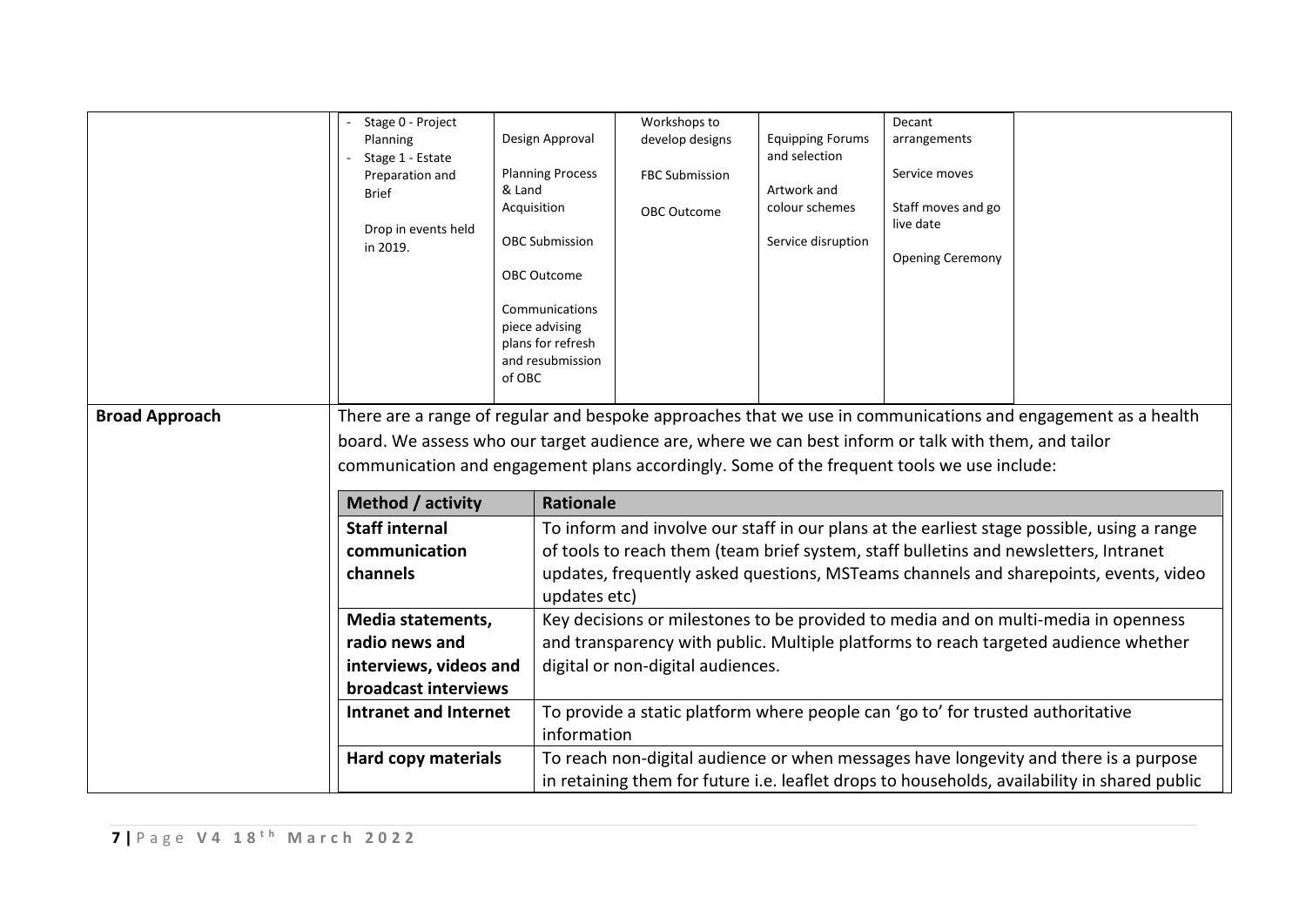| | | | | | | |
|---|---|---|---|---|---|---|
| | - Stage 0 - Project Planning<br>- Stage 1 - Estate Preparation and Brief<br><br>Drop in events held in 2019. | Design Approval<br><br>Planning Process & Land Acquisition<br><br>OBC Submission<br><br>OBC Outcome<br><br>Communications piece advising plans for refresh and resubmission of OBC | Workshops to develop designs<br><br>FBC Submission<br><br>OBC Outcome | Equipping Forums and selection<br><br>Artwork and colour schemes<br><br>Service disruption | Decant arrangements<br><br>Service moves<br><br>Staff moves and go live date<br><br>Opening Ceremony | |

**Broad Approach**

There are a range of regular and bespoke approaches that we use in communications and engagement as a health board. We assess who our target audience are, where we can best inform or talk with them, and tailor communication and engagement plans accordingly. Some of the frequent tools we use include:

| Method / activity | Rationale |
|---|---|
| **Staff internal communication channels** | To inform and involve our staff in our plans at the earliest stage possible, using a range of tools to reach them (team brief system, staff bulletins and newsletters, Intranet updates, frequently asked questions, MSTeams channels and sharepoints, events, video updates etc) |
| **Media statements, radio news and interviews, videos and broadcast interviews** | Key decisions or milestones to be provided to media and on multi-media in openness and transparency with public. Multiple platforms to reach targeted audience whether digital or non-digital audiences. |
| **Intranet and Internet** | To provide a static platform where people can 'go to' for trusted authoritative information |
| **Hard copy materials** | To reach non-digital audience or when messages have longevity and there is a purpose in retaining them for future i.e. leaflet drops to households, availability in shared public |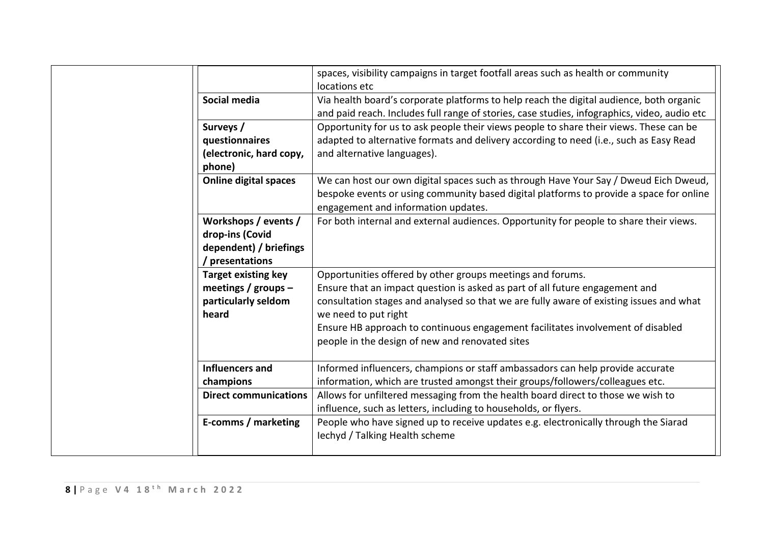| | | |
|---|---|---|
| | | spaces, visibility campaigns in target footfall areas such as health or community locations etc |
| | **Social media** | Via health board's corporate platforms to help reach the digital audience, both organic and paid reach. Includes full range of stories, case studies, infographics, video, audio etc |
| | **Surveys / questionnaires (electronic, hard copy, phone)** | Opportunity for us to ask people their views people to share their views. These can be adapted to alternative formats and delivery according to need (i.e., such as Easy Read and alternative languages). |
| | **Online digital spaces** | We can host our own digital spaces such as through Have Your Say / Dweud Eich Dweud, bespoke events or using community based digital platforms to provide a space for online engagement and information updates. |
| | **Workshops / events / drop-ins (Covid dependent) / briefings / presentations** | For both internal and external audiences. Opportunity for people to share their views. |
| | **Target existing key meetings / groups – particularly seldom heard** | Opportunities offered by other groups meetings and forums.<br>Ensure that an impact question is asked as part of all future engagement and consultation stages and analysed so that we are fully aware of existing issues and what we need to put right<br>Ensure HB approach to continuous engagement facilitates involvement of disabled people in the design of new and renovated sites |
| | **Influencers and champions** | Informed influencers, champions or staff ambassadors can help provide accurate information, which are trusted amongst their groups/followers/colleagues etc. |
| | **Direct communications** | Allows for unfiltered messaging from the health board direct to those we wish to influence, such as letters, including to households, or flyers. |
| | **E-comms / marketing** | People who have signed up to receive updates e.g. electronically through the Siarad Iechyd / Talking Health scheme |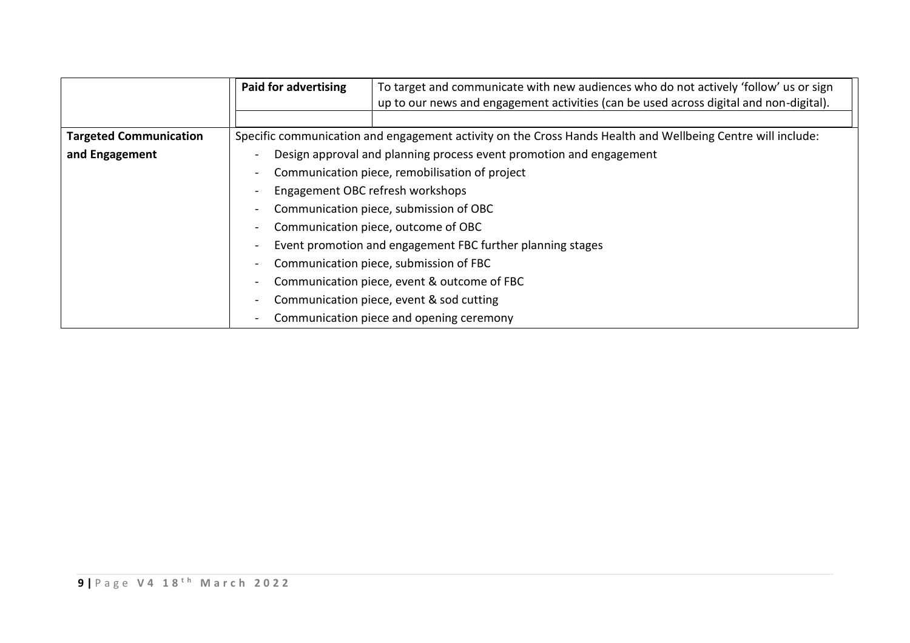| | | |
|---|---|---|
| | **Paid for advertising** | To target and communicate with new audiences who do not actively 'follow' us or sign up to our news and engagement activities (can be used across digital and non-digital). |
| | | |
| **Targeted Communication and Engagement** | Specific communication and engagement activity on the Cross Hands Health and Wellbeing Centre will include:<br>- Design approval and planning process event promotion and engagement<br>- Communication piece, remobilisation of project<br>- Engagement OBC refresh workshops<br>- Communication piece, submission of OBC<br>- Communication piece, outcome of OBC<br>- Event promotion and engagement FBC further planning stages<br>- Communication piece, submission of FBC<br>- Communication piece, event & outcome of FBC<br>- Communication piece, event & sod cutting<br>- Communication piece and opening ceremony | |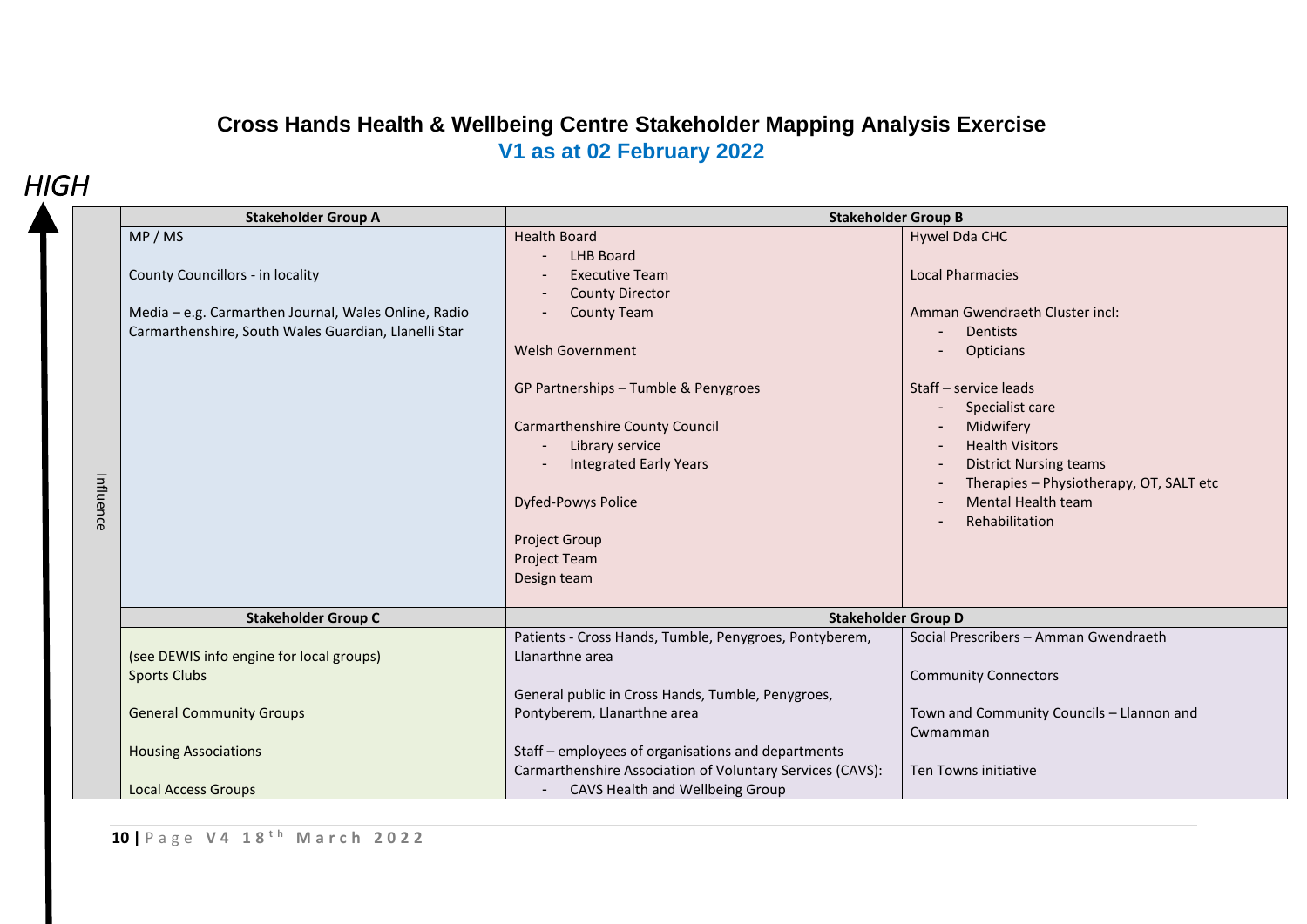## Cross Hands Health & Wellbeing Centre Stakeholder Mapping Analysis Exercise

### V1 as at 02 February 2022

*HIGH*

Influence

| Stakeholder Group A | Stakeholder Group B | |
|---|---|---|
| MP / MS<br><br>County Councillors - in locality<br><br>Media – e.g. Carmarthen Journal, Wales Online, Radio Carmarthenshire, South Wales Guardian, Llanelli Star | Health Board<br>- LHB Board<br>- Executive Team<br>- County Director<br>- County Team<br><br>Welsh Government<br><br>GP Partnerships – Tumble & Penygroes<br><br>Carmarthenshire County Council<br>- Library service<br>- Integrated Early Years<br><br>Dyfed-Powys Police<br><br>Project Group<br>Project Team<br>Design team | Hywel Dda CHC<br><br>Local Pharmacies<br><br>Amman Gwendraeth Cluster incl:<br>- Dentists<br>- Opticians<br><br>Staff – service leads<br>- Specialist care<br>- Midwifery<br>- Health Visitors<br>- District Nursing teams<br>- Therapies – Physiotherapy, OT, SALT etc<br>- Mental Health team<br>- Rehabilitation |
| **Stakeholder Group C** | **Stakeholder Group D** | |
| (see DEWIS info engine for local groups)<br>Sports Clubs<br><br>General Community Groups<br><br>Housing Associations<br><br>Local Access Groups | Patients - Cross Hands, Tumble, Penygroes, Pontyberem, Llanarthne area<br><br>General public in Cross Hands, Tumble, Penygroes, Pontyberem, Llanarthne area<br><br>Staff – employees of organisations and departments<br>Carmarthenshire Association of Voluntary Services (CAVS):<br>- CAVS Health and Wellbeing Group | Social Prescribers – Amman Gwendraeth<br><br>Community Connectors<br><br>Town and Community Councils – Llannon and Cwmamman<br><br>Ten Towns initiative |

V4 18[th] March 2022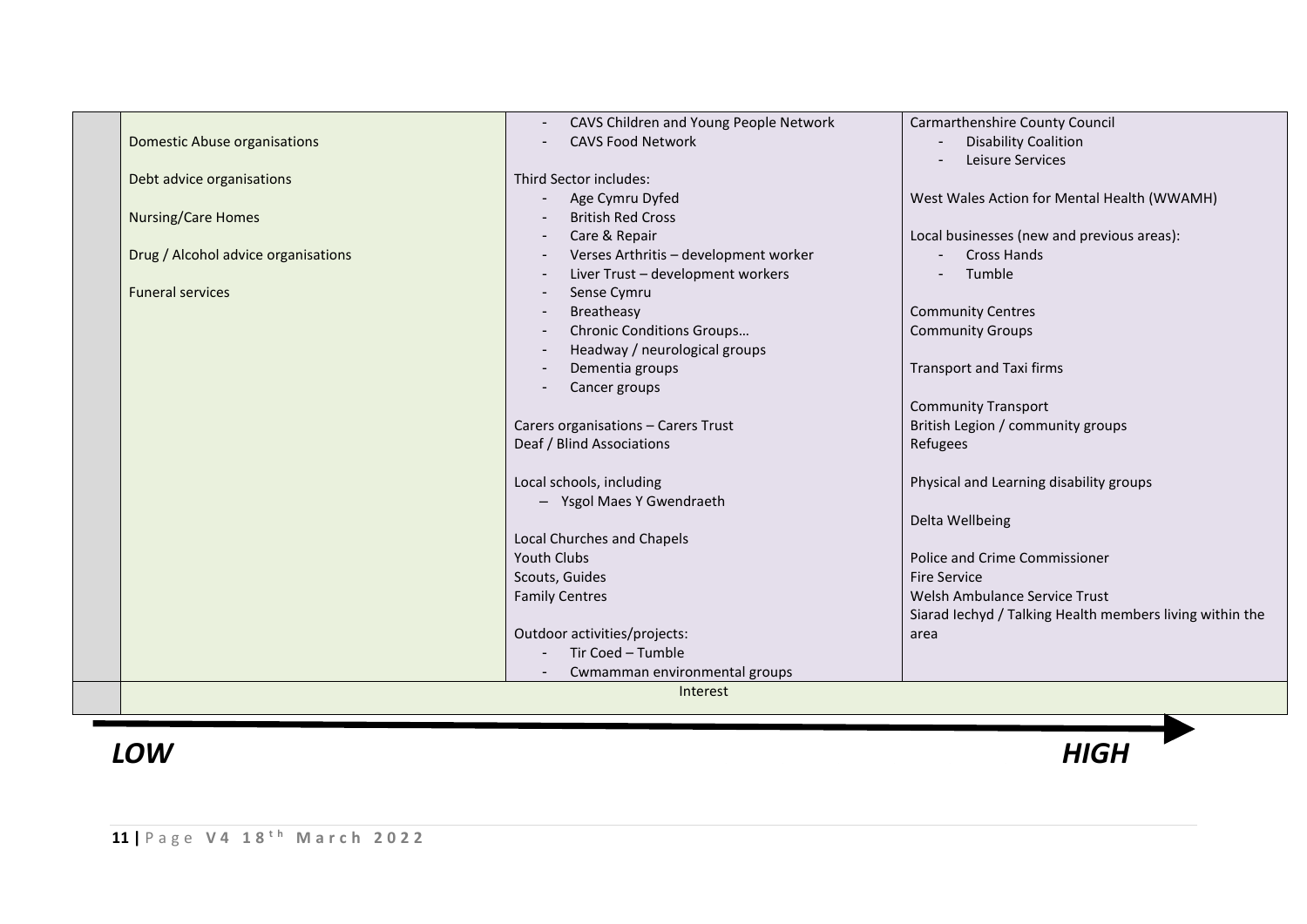| | Low interest | Medium interest | High interest |
|---|---|---|---|
| | Domestic Abuse organisations<br><br>Debt advice organisations<br><br>Nursing/Care Homes<br><br>Drug / Alcohol advice organisations<br><br>Funeral services | - CAVS Children and Young People Network<br>- CAVS Food Network<br><br>Third Sector includes:<br>- Age Cymru Dyfed<br>- British Red Cross<br>- Care & Repair<br>- Verses Arthritis – development worker<br>- Liver Trust – development workers<br>- Sense Cymru<br>- Breatheasy<br>- Chronic Conditions Groups…<br>- Headway / neurological groups<br>- Dementia groups<br>- Cancer groups<br><br>Carers organisations – Carers Trust<br>Deaf / Blind Associations<br><br>Local schools, including<br>– Ysgol Maes Y Gwendraeth<br><br>Local Churches and Chapels<br>Youth Clubs<br>Scouts, Guides<br>Family Centres<br><br>Outdoor activities/projects:<br>- Tir Coed – Tumble<br>- Cwmamman environmental groups | Carmarthenshire County Council<br>- Disability Coalition<br>- Leisure Services<br><br>West Wales Action for Mental Health (WWAMH)<br><br>Local businesses (new and previous areas):<br>- Cross Hands<br>- Tumble<br><br>Community Centres<br>Community Groups<br><br>Transport and Taxi firms<br><br>Community Transport<br>British Legion / community groups<br>Refugees<br><br>Physical and Learning disability groups<br><br>Delta Wellbeing<br><br>Police and Crime Commissioner<br>Fire Service<br>Welsh Ambulance Service Trust<br>Siarad Iechyd / Talking Health members living within the area |
| | Interest | | |

***LOW*** → ***HIGH***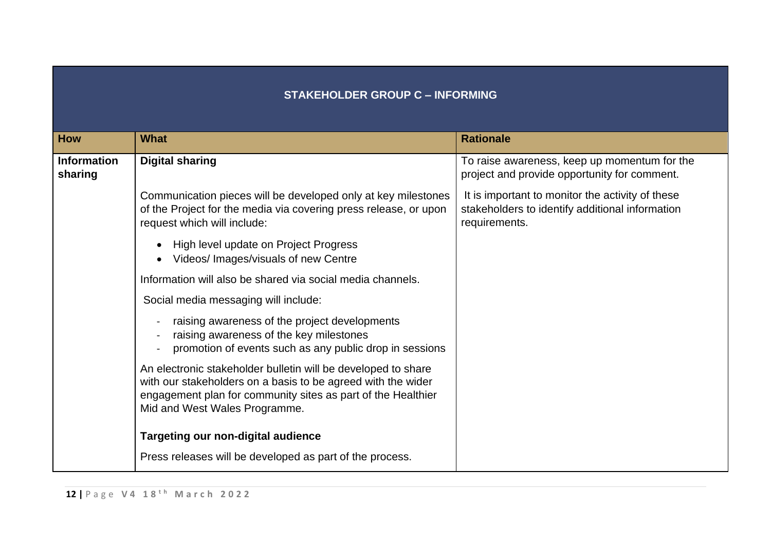| STAKEHOLDER GROUP C – INFORMING | | |
|---|---|---|
| **How** | **What** | **Rationale** |
| **Information sharing** | **Digital sharing**<br><br>Communication pieces will be developed only at key milestones of the Project for the media via covering press release, or upon request which will include:<br><br>• High level update on Project Progress<br>• Videos/ Images/visuals of new Centre<br><br>Information will also be shared via social media channels.<br><br>Social media messaging will include:<br><br>- raising awareness of the project developments<br>- raising awareness of the key milestones<br>- promotion of events such as any public drop in sessions<br><br>An electronic stakeholder bulletin will be developed to share with our stakeholders on a basis to be agreed with the wider engagement plan for community sites as part of the Healthier Mid and West Wales Programme.<br><br>**Targeting our non-digital audience**<br><br>Press releases will be developed as part of the process. | To raise awareness, keep up momentum for the project and provide opportunity for comment.<br><br>It is important to monitor the activity of these stakeholders to identify additional information requirements. |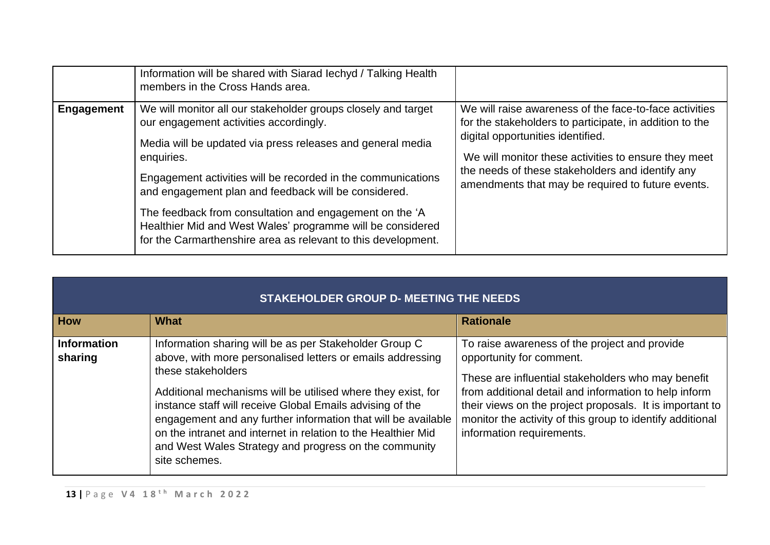| | | |
|---|---|---|
| | Information will be shared with Siarad Iechyd / Talking Health members in the Cross Hands area. | |
| **Engagement** | We will monitor all our stakeholder groups closely and target our engagement activities accordingly.<br><br>Media will be updated via press releases and general media enquiries.<br><br>Engagement activities will be recorded in the communications and engagement plan and feedback will be considered.<br><br>The feedback from consultation and engagement on the 'A Healthier Mid and West Wales' programme will be considered for the Carmarthenshire area as relevant to this development. | We will raise awareness of the face-to-face activities for the stakeholders to participate, in addition to the digital opportunities identified.<br><br>We will monitor these activities to ensure they meet the needs of these stakeholders and identify any amendments that may be required to future events. |

| STAKEHOLDER GROUP D- MEETING THE NEEDS | | |
|---|---|---|
| **How** | **What** | **Rationale** |
| **Information sharing** | Information sharing will be as per Stakeholder Group C above, with more personalised letters or emails addressing these stakeholders<br><br>Additional mechanisms will be utilised where they exist, for instance staff will receive Global Emails advising of the engagement and any further information that will be available on the intranet and internet in relation to the Healthier Mid and West Wales Strategy and progress on the community site schemes. | To raise awareness of the project and provide opportunity for comment.<br><br>These are influential stakeholders who may benefit from additional detail and information to help inform their views on the project proposals. It is important to monitor the activity of this group to identify additional information requirements. |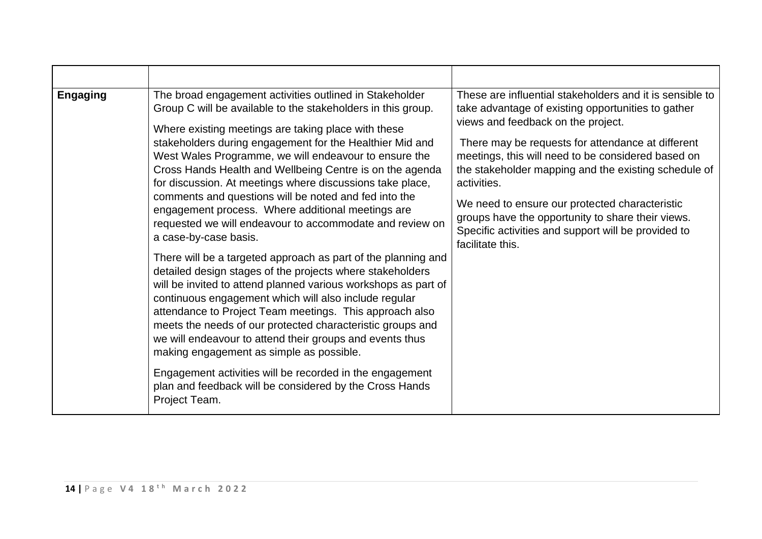| | | |
|---|---|---|
| **Engaging** | The broad engagement activities outlined in Stakeholder Group C will be available to the stakeholders in this group.<br><br>Where existing meetings are taking place with these stakeholders during engagement for the Healthier Mid and West Wales Programme, we will endeavour to ensure the Cross Hands Health and Wellbeing Centre is on the agenda for discussion. At meetings where discussions take place, comments and questions will be noted and fed into the engagement process. Where additional meetings are requested we will endeavour to accommodate and review on a case-by-case basis.<br><br>There will be a targeted approach as part of the planning and detailed design stages of the projects where stakeholders will be invited to attend planned various workshops as part of continuous engagement which will also include regular attendance to Project Team meetings. This approach also meets the needs of our protected characteristic groups and we will endeavour to attend their groups and events thus making engagement as simple as possible.<br><br>Engagement activities will be recorded in the engagement plan and feedback will be considered by the Cross Hands Project Team. | These are influential stakeholders and it is sensible to take advantage of existing opportunities to gather views and feedback on the project.<br><br>There may be requests for attendance at different meetings, this will need to be considered based on the stakeholder mapping and the existing schedule of activities.<br><br>We need to ensure our protected characteristic groups have the opportunity to share their views. Specific activities and support will be provided to facilitate this. |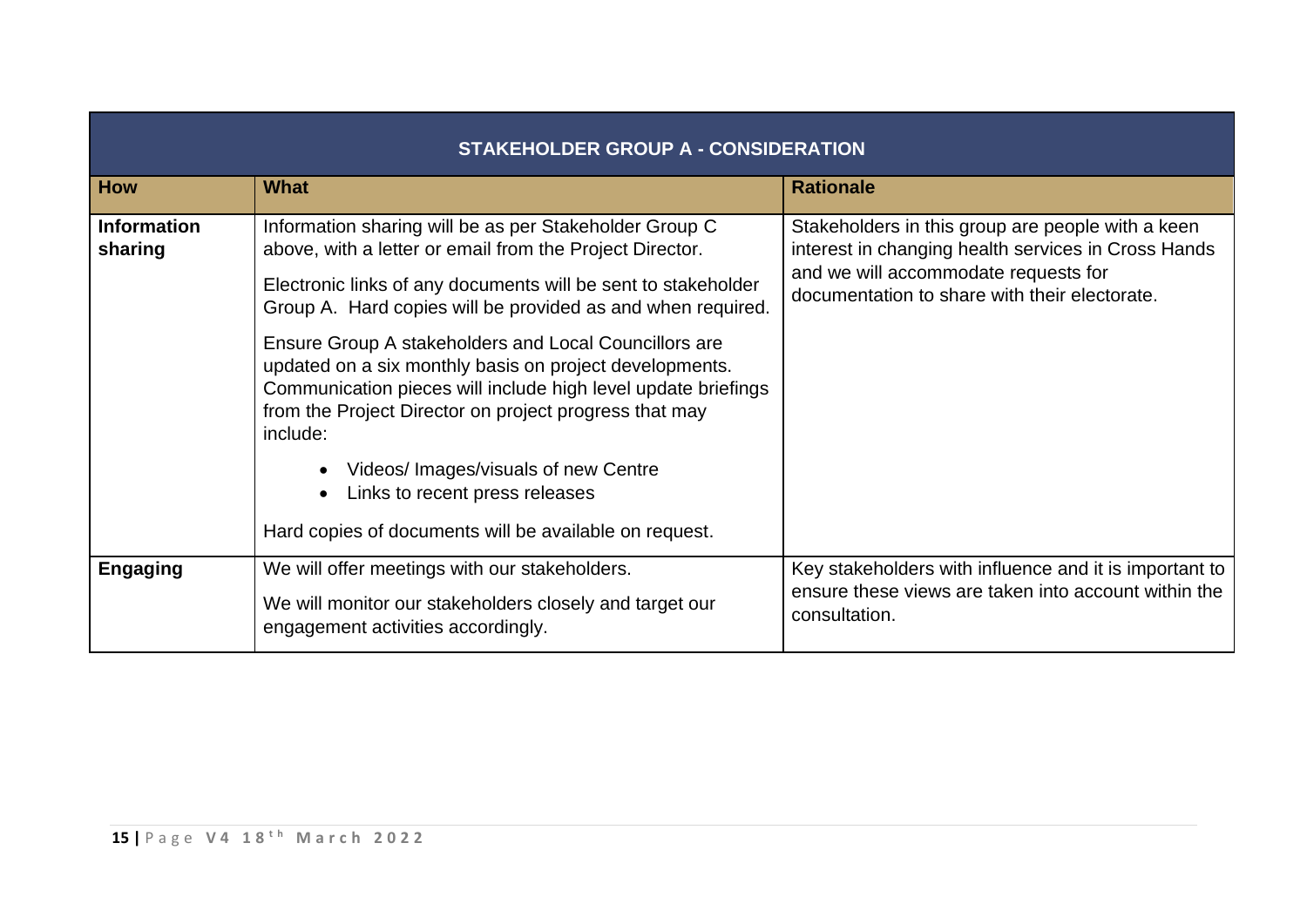| STAKEHOLDER GROUP A - CONSIDERATION | | |
|---|---|---|
| **How** | **What** | **Rationale** |
| **Information sharing** | Information sharing will be as per Stakeholder Group C above, with a letter or email from the Project Director.<br><br>Electronic links of any documents will be sent to stakeholder Group A. Hard copies will be provided as and when required.<br><br>Ensure Group A stakeholders and Local Councillors are updated on a six monthly basis on project developments. Communication pieces will include high level update briefings from the Project Director on project progress that may include:<br><br>• Videos/ Images/visuals of new Centre<br>• Links to recent press releases<br><br>Hard copies of documents will be available on request. | Stakeholders in this group are people with a keen interest in changing health services in Cross Hands and we will accommodate requests for documentation to share with their electorate. |
| **Engaging** | We will offer meetings with our stakeholders.<br><br>We will monitor our stakeholders closely and target our engagement activities accordingly. | Key stakeholders with influence and it is important to ensure these views are taken into account within the consultation. |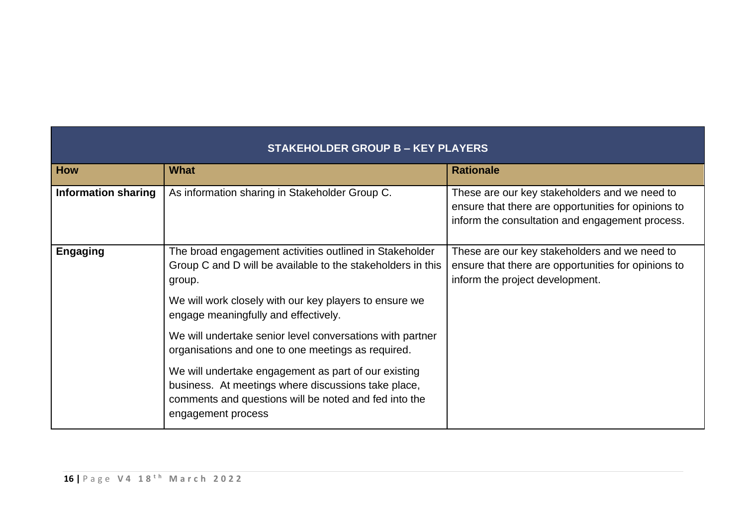| STAKEHOLDER GROUP B – KEY PLAYERS | | |
|---|---|---|
| **How** | **What** | **Rationale** |
| **Information sharing** | As information sharing in Stakeholder Group C. | These are our key stakeholders and we need to ensure that there are opportunities for opinions to inform the consultation and engagement process. |
| **Engaging** | The broad engagement activities outlined in Stakeholder Group C and D will be available to the stakeholders in this group.<br><br>We will work closely with our key players to ensure we engage meaningfully and effectively.<br><br>We will undertake senior level conversations with partner organisations and one to one meetings as required.<br><br>We will undertake engagement as part of our existing business. At meetings where discussions take place, comments and questions will be noted and fed into the engagement process | These are our key stakeholders and we need to ensure that there are opportunities for opinions to inform the project development. |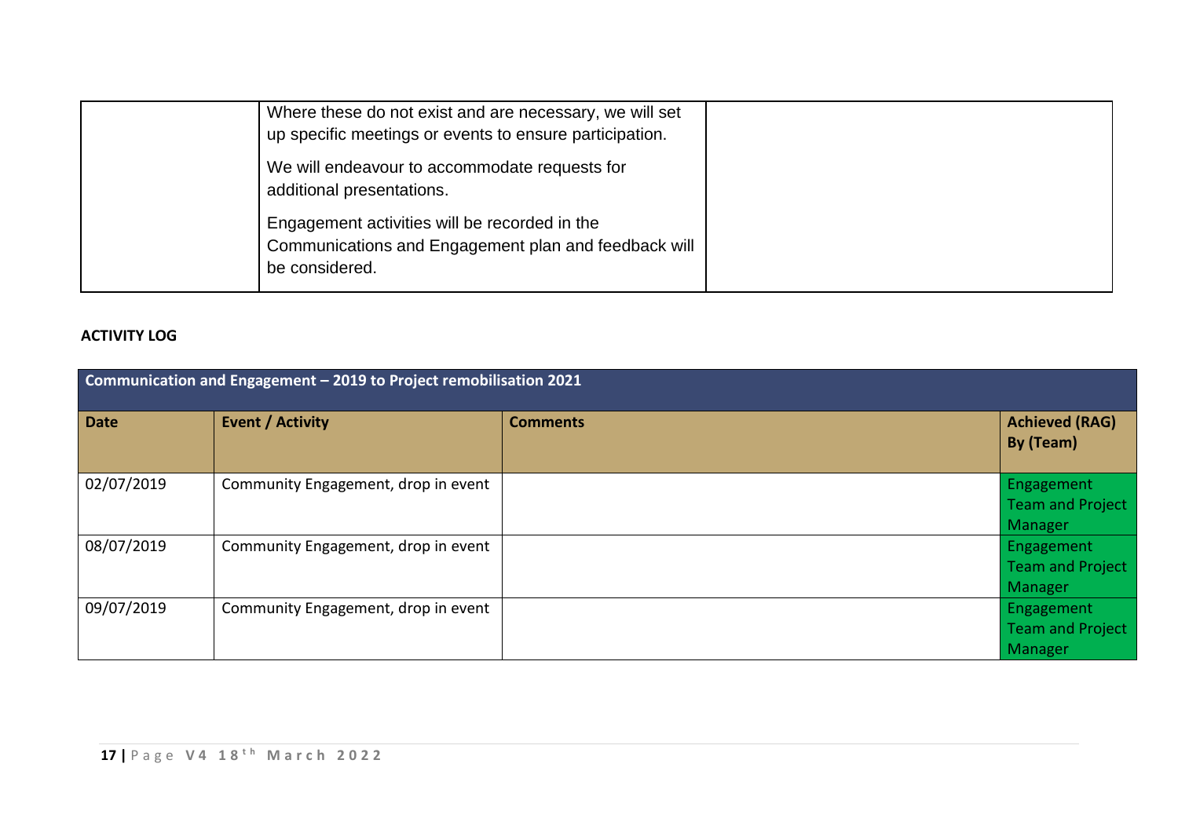| | Where these do not exist and are necessary, we will set up specific meetings or events to ensure participation.<br><br>We will endeavour to accommodate requests for additional presentations.<br><br>Engagement activities will be recorded in the Communications and Engagement plan and feedback will be considered. | |
|---|---|---|

**ACTIVITY LOG**

| Communication and Engagement – 2019 to Project remobilisation 2021 | | | |
|---|---|---|---|
| **Date** | **Event / Activity** | **Comments** | **Achieved (RAG) By (Team)** |
| 02/07/2019 | Community Engagement, drop in event | | Engagement Team and Project Manager |
| 08/07/2019 | Community Engagement, drop in event | | Engagement Team and Project Manager |
| 09/07/2019 | Community Engagement, drop in event | | Engagement Team and Project Manager |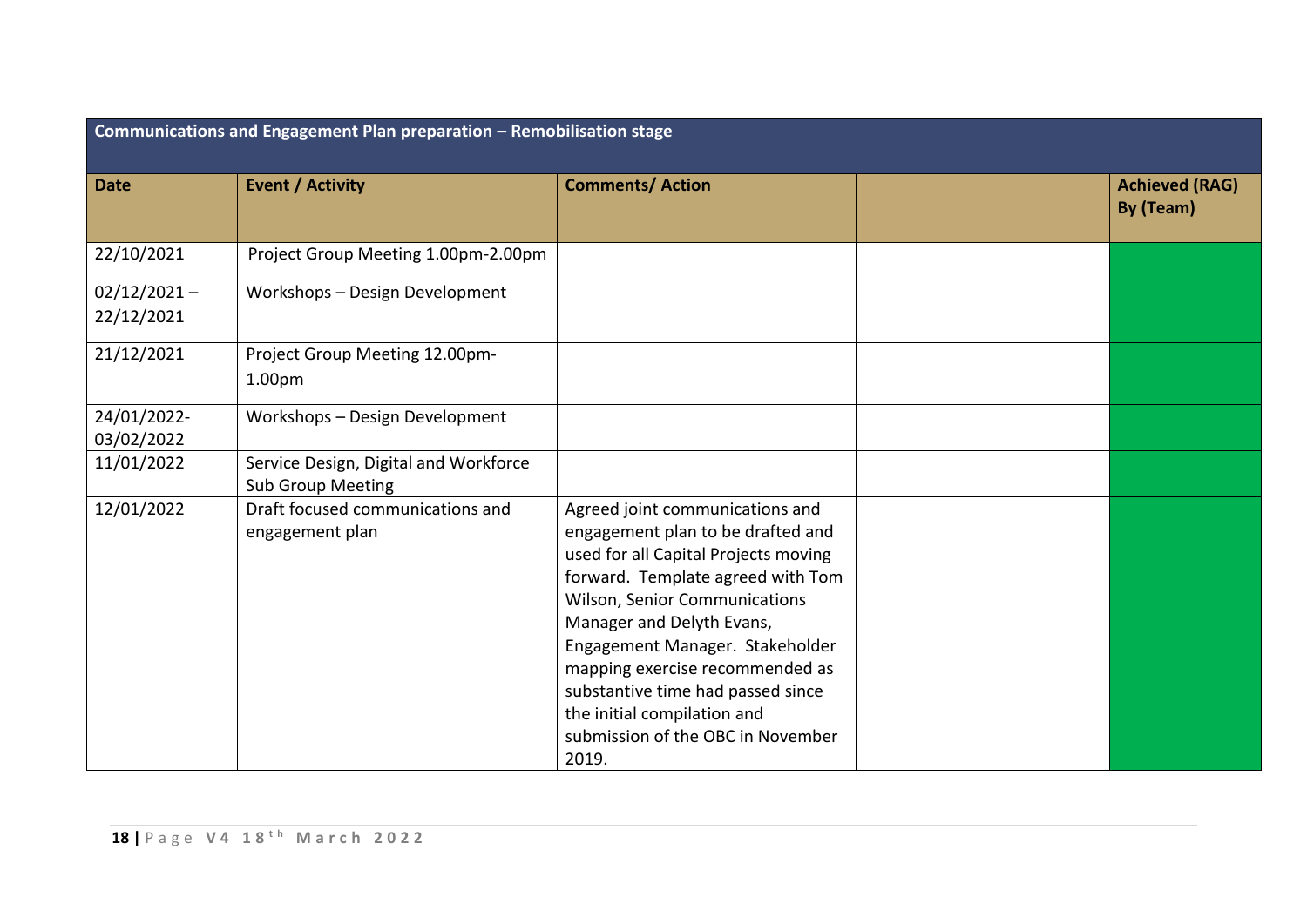| Communications and Engagement Plan preparation – Remobilisation stage | | | | |
|---|---|---|---|---|
| **Date** | **Event / Activity** | **Comments/ Action** | | **Achieved (RAG) By (Team)** |
| 22/10/2021 | Project Group Meeting 1.00pm-2.00pm | | | |
| 02/12/2021 – 22/12/2021 | Workshops – Design Development | | | |
| 21/12/2021 | Project Group Meeting 12.00pm-1.00pm | | | |
| 24/01/2022-03/02/2022 | Workshops – Design Development | | | |
| 11/01/2022 | Service Design, Digital and Workforce Sub Group Meeting | | | |
| 12/01/2022 | Draft focused communications and engagement plan | Agreed joint communications and engagement plan to be drafted and used for all Capital Projects moving forward. Template agreed with Tom Wilson, Senior Communications Manager and Delyth Evans, Engagement Manager. Stakeholder mapping exercise recommended as substantive time had passed since the initial compilation and submission of the OBC in November 2019. | | |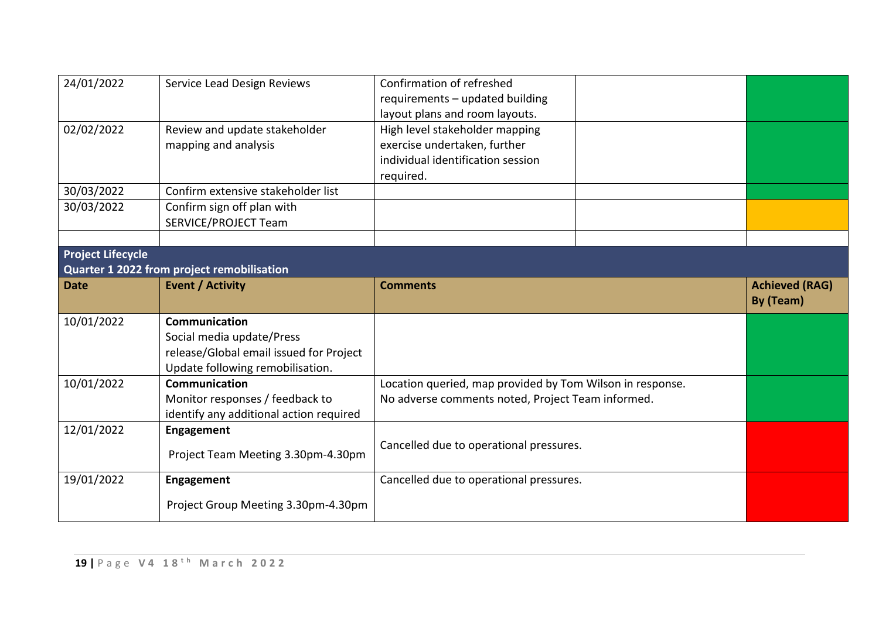| | | | | |
|---|---|---|---|---|
| 24/01/2022 | Service Lead Design Reviews | Confirmation of refreshed requirements – updated building layout plans and room layouts. | | |
| 02/02/2022 | Review and update stakeholder mapping and analysis | High level stakeholder mapping exercise undertaken, further individual identification session required. | | |
| 30/03/2022 | Confirm extensive stakeholder list | | | |
| 30/03/2022 | Confirm sign off plan with SERVICE/PROJECT Team | | | |
| | | | | |

**Project Lifecycle**
**Quarter 1 2022 from project remobilisation**

| Date | Event / Activity | Comments | Achieved (RAG) By (Team) |
|---|---|---|---|
| 10/01/2022 | **Communication** Social media update/Press release/Global email issued for Project Update following remobilisation. | | |
| 10/01/2022 | **Communication** Monitor responses / feedback to identify any additional action required | Location queried, map provided by Tom Wilson in response. No adverse comments noted, Project Team informed. | |
| 12/01/2022 | **Engagement** Project Team Meeting 3.30pm-4.30pm | Cancelled due to operational pressures. | |
| 19/01/2022 | **Engagement** Project Group Meeting 3.30pm-4.30pm | Cancelled due to operational pressures. | |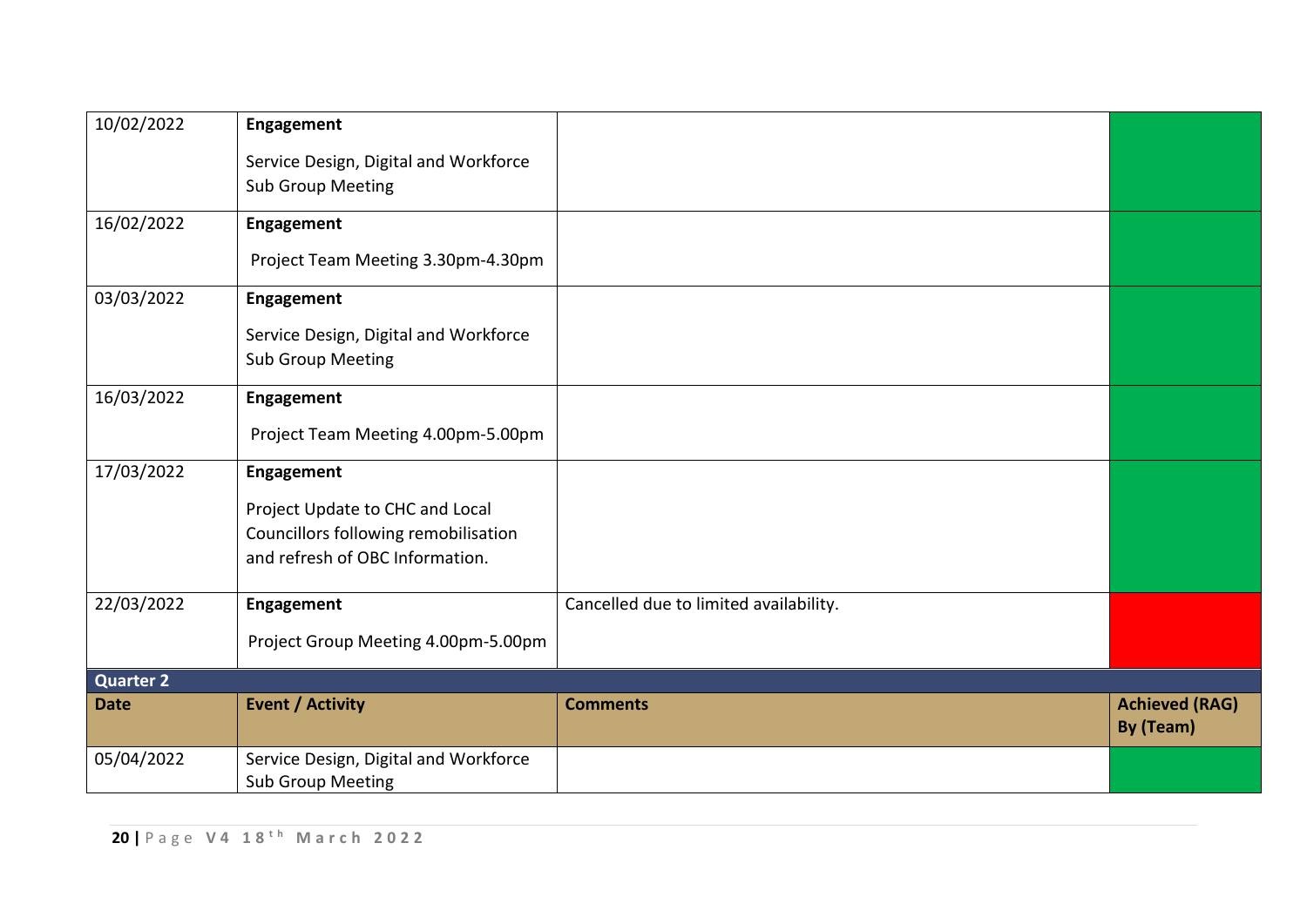| | | | |
|---|---|---|---|
| 10/02/2022 | **Engagement**<br><br>Service Design, Digital and Workforce Sub Group Meeting | | |
| 16/02/2022 | **Engagement**<br><br>Project Team Meeting 3.30pm-4.30pm | | |
| 03/03/2022 | **Engagement**<br><br>Service Design, Digital and Workforce Sub Group Meeting | | |
| 16/03/2022 | **Engagement**<br><br>Project Team Meeting 4.00pm-5.00pm | | |
| 17/03/2022 | **Engagement**<br><br>Project Update to CHC and Local Councillors following remobilisation and refresh of OBC Information. | | |
| 22/03/2022 | **Engagement**<br><br>Project Group Meeting 4.00pm-5.00pm | Cancelled due to limited availability. | |

**Quarter 2**

| Date | Event / Activity | Comments | Achieved (RAG) By (Team) |
|---|---|---|---|
| 05/04/2022 | Service Design, Digital and Workforce Sub Group Meeting | | |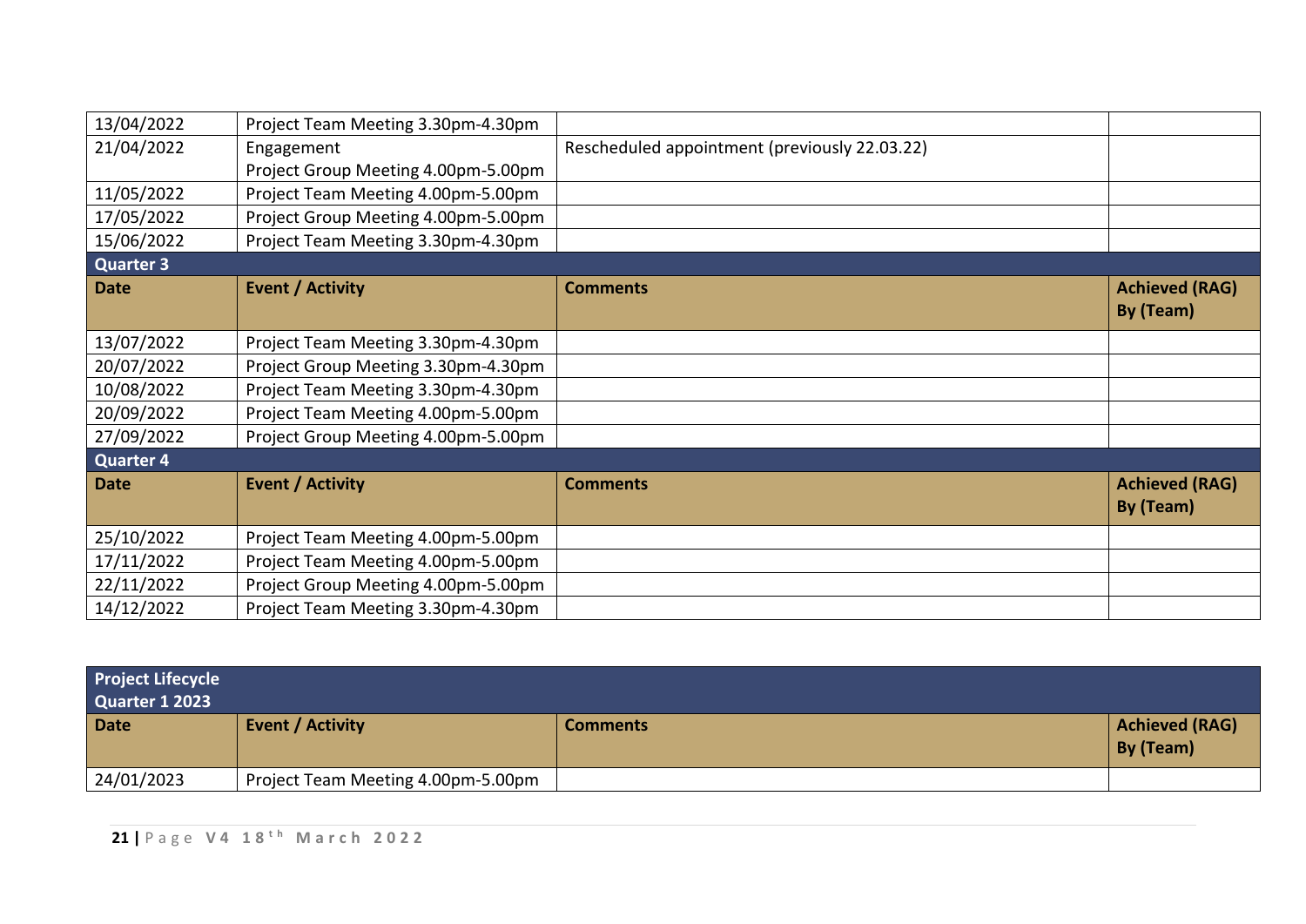| Date | Event / Activity | Comments | Achieved (RAG) By (Team) |
|---|---|---|---|
| 13/04/2022 | Project Team Meeting 3.30pm-4.30pm | | |
| 21/04/2022 | Engagement<br>Project Group Meeting 4.00pm-5.00pm | Rescheduled appointment (previously 22.03.22) | |
| 11/05/2022 | Project Team Meeting 4.00pm-5.00pm | | |
| 17/05/2022 | Project Group Meeting 4.00pm-5.00pm | | |
| 15/06/2022 | Project Team Meeting 3.30pm-4.30pm | | |
| **Quarter 3** | | | |
| **Date** | **Event / Activity** | **Comments** | **Achieved (RAG) By (Team)** |
| 13/07/2022 | Project Team Meeting 3.30pm-4.30pm | | |
| 20/07/2022 | Project Group Meeting 3.30pm-4.30pm | | |
| 10/08/2022 | Project Team Meeting 3.30pm-4.30pm | | |
| 20/09/2022 | Project Team Meeting 4.00pm-5.00pm | | |
| 27/09/2022 | Project Group Meeting 4.00pm-5.00pm | | |
| **Quarter 4** | | | |
| **Date** | **Event / Activity** | **Comments** | **Achieved (RAG) By (Team)** |
| 25/10/2022 | Project Team Meeting 4.00pm-5.00pm | | |
| 17/11/2022 | Project Team Meeting 4.00pm-5.00pm | | |
| 22/11/2022 | Project Group Meeting 4.00pm-5.00pm | | |
| 14/12/2022 | Project Team Meeting 3.30pm-4.30pm | | |

| Project Lifecycle<br>Quarter 1 2023 | | | |
|---|---|---|---|
| **Date** | **Event / Activity** | **Comments** | **Achieved (RAG) By (Team)** |
| 24/01/2023 | Project Team Meeting 4.00pm-5.00pm | | |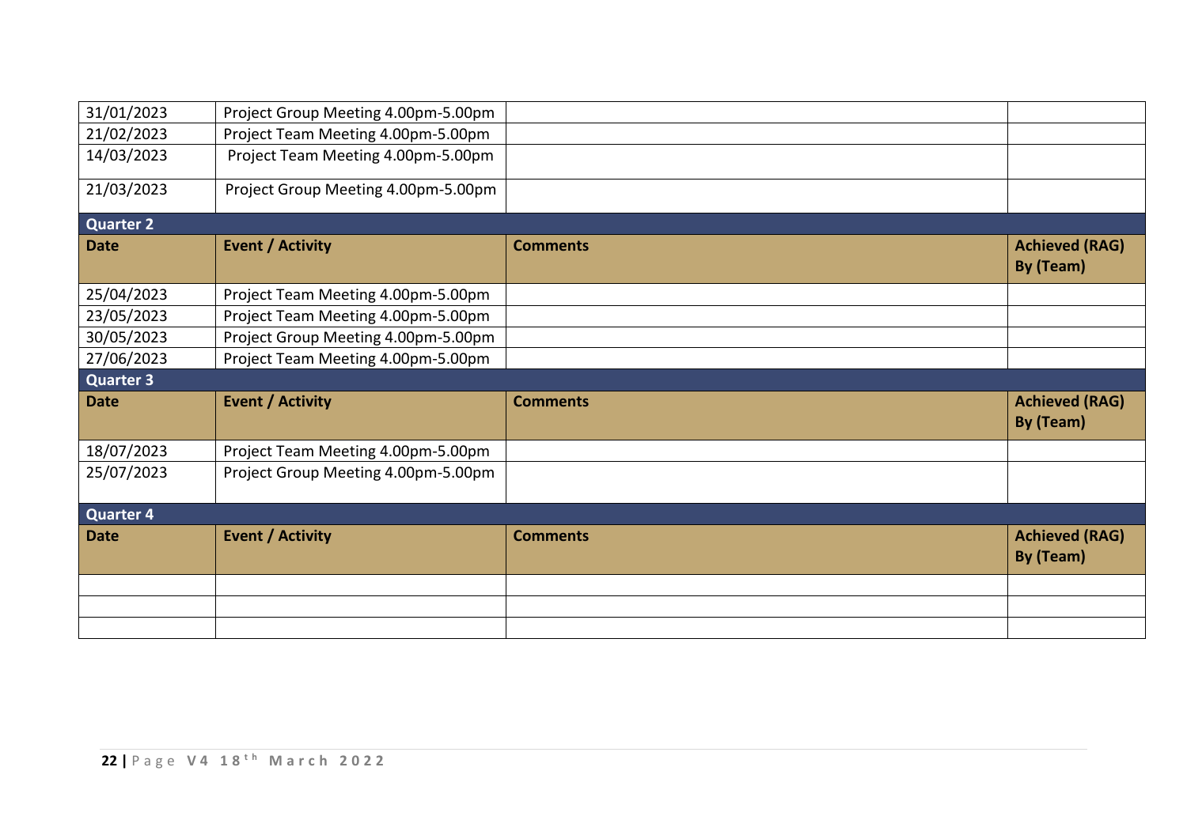| | | | |
|---|---|---|---|
| 31/01/2023 | Project Group Meeting 4.00pm-5.00pm | | |
| 21/02/2023 | Project Team Meeting 4.00pm-5.00pm | | |
| 14/03/2023 | Project Team Meeting 4.00pm-5.00pm | | |
| 21/03/2023 | Project Group Meeting 4.00pm-5.00pm | | |
| **Quarter 2** | | | |
| **Date** | **Event / Activity** | **Comments** | **Achieved (RAG) By (Team)** |
| 25/04/2023 | Project Team Meeting 4.00pm-5.00pm | | |
| 23/05/2023 | Project Team Meeting 4.00pm-5.00pm | | |
| 30/05/2023 | Project Group Meeting 4.00pm-5.00pm | | |
| 27/06/2023 | Project Team Meeting 4.00pm-5.00pm | | |
| **Quarter 3** | | | |
| **Date** | **Event / Activity** | **Comments** | **Achieved (RAG) By (Team)** |
| 18/07/2023 | Project Team Meeting 4.00pm-5.00pm | | |
| 25/07/2023 | Project Group Meeting 4.00pm-5.00pm | | |
| **Quarter 4** | | | |
| **Date** | **Event / Activity** | **Comments** | **Achieved (RAG) By (Team)** |
| | | | |
| | | | |
| | | | |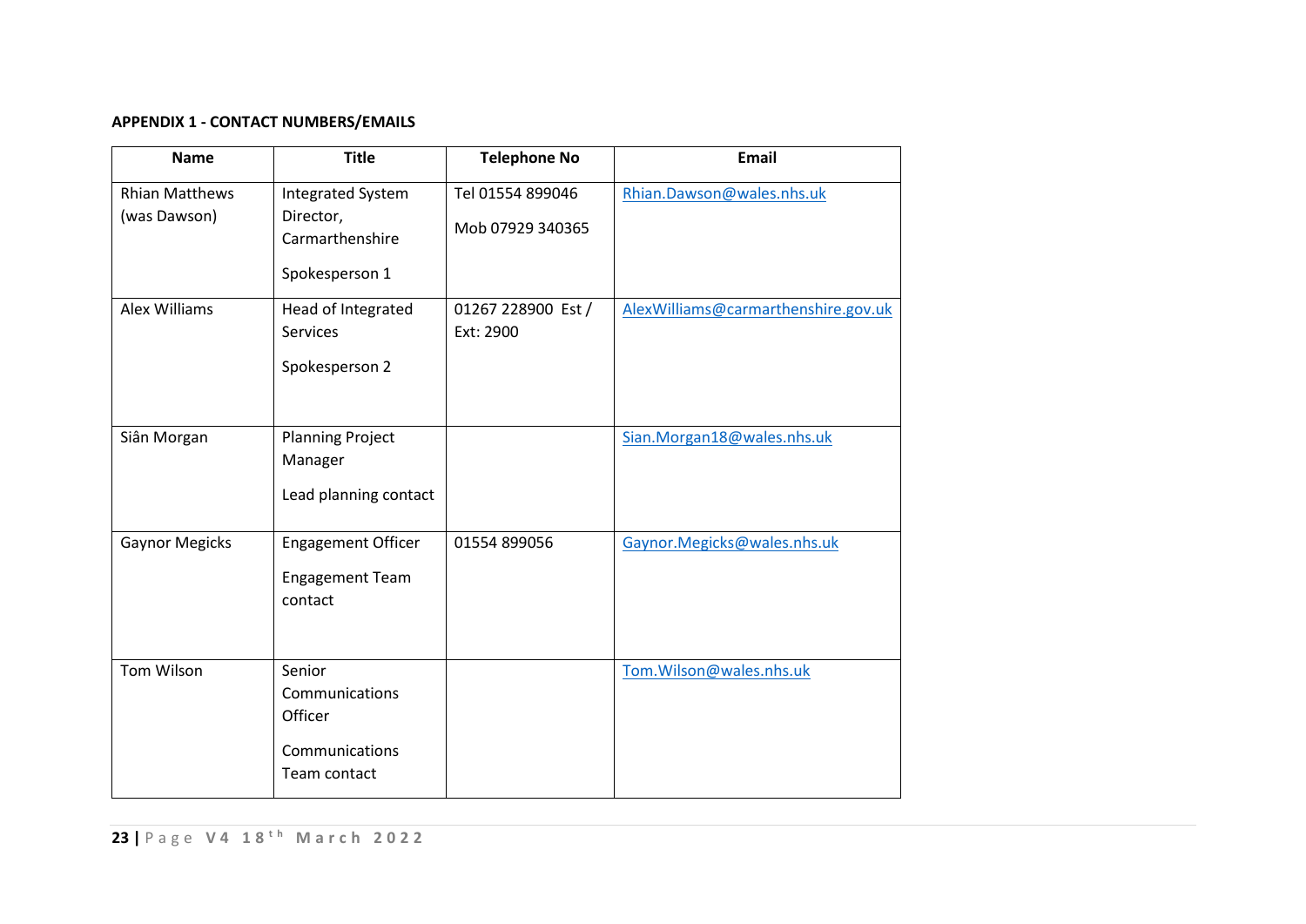**APPENDIX 1 - CONTACT NUMBERS/EMAILS**

| Name | Title | Telephone No | Email |
|---|---|---|---|
| Rhian Matthews (was Dawson) | Integrated System Director, Carmarthenshire<br><br>Spokesperson 1 | Tel 01554 899046<br><br>Mob 07929 340365 | Rhian.Dawson@wales.nhs.uk |
| Alex Williams | Head of Integrated Services<br><br>Spokesperson 2 | 01267 228900 Est / Ext: 2900 | AlexWilliams@carmarthenshire.gov.uk |
| Siân Morgan | Planning Project Manager<br><br>Lead planning contact | | Sian.Morgan18@wales.nhs.uk |
| Gaynor Megicks | Engagement Officer<br><br>Engagement Team contact | 01554 899056 | Gaynor.Megicks@wales.nhs.uk |
| Tom Wilson | Senior Communications Officer<br><br>Communications Team contact | | Tom.Wilson@wales.nhs.uk |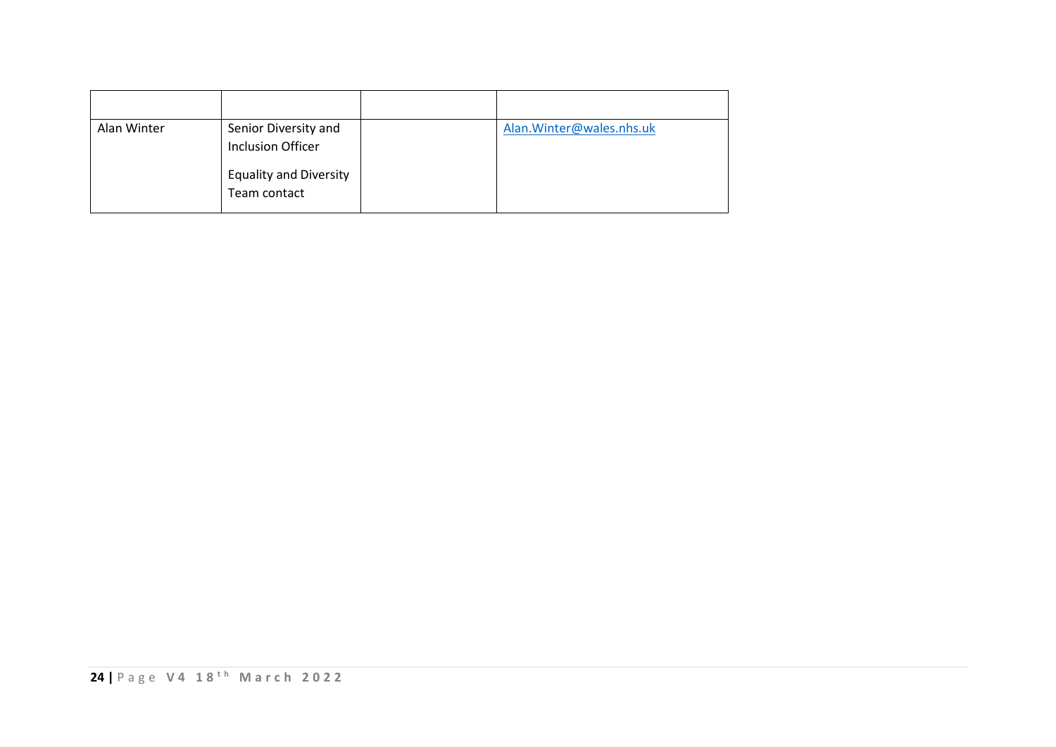| | | | |
|---|---|---|---|
| | | | |
| Alan Winter | Senior Diversity and Inclusion Officer<br><br>Equality and Diversity Team contact | | Alan.Winter@wales.nhs.uk |